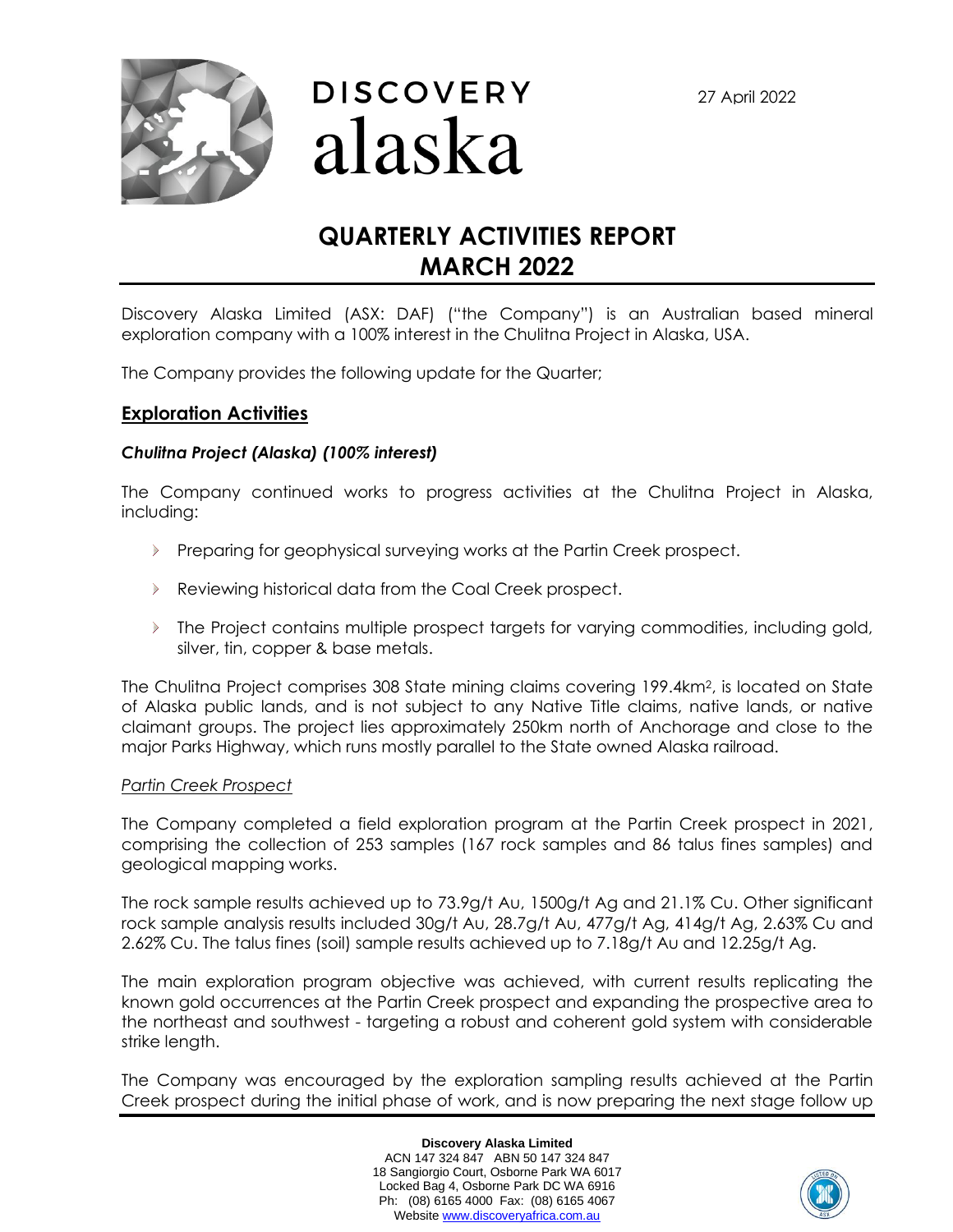DISCOVERY alaska

27 April 2022

# QUARTERLY ACTIVITIES REPORT MARCH 2022

Discovery Alaska Limited (ASX: DAF) ("the Company") is an Australian based mineral exploration company with a 100% interest in the Chulitna Project in Alaska, USA.

The Company provides the following update for the Quarter;

## Exploration Activities

### *Chulitna Project (Alaska) (100% interest)*

The Company continued works to progress activities at the Chulitna Project in Alaska, including:

- Preparing for geophysical surveying works at the Partin Creek prospect.
- Reviewing historical data from the Coal Creek prospect.
- The Project contains multiple prospect targets for varying commodities, including gold, silver, tin, copper & base metals.

The Chulitna Project comprises 308 State mining claims covering 199.4km$^2$, is located on State of Alaska public lands, and is not subject to any Native Title claims, native lands, or native claimant groups. The project lies approximately 250km north of Anchorage and close to the major Parks Highway, which runs mostly parallel to the State owned Alaska railroad.

*Partin Creek Prospect*

The Company completed a field exploration program at the Partin Creek prospect in 2021, comprising the collection of 253 samples (167 rock samples and 86 talus fines samples) and geological mapping works.

The rock sample results achieved up to 73.9g/t Au, 1500g/t Ag and 21.1% Cu. Other significant rock sample analysis results included 30g/t Au, 28.7g/t Au, 477g/t Ag, 414g/t Ag, 2.63% Cu and 2.62% Cu. The talus fines (soil) sample results achieved up to 7.18g/t Au and 12.25g/t Ag.

The main exploration program objective was achieved, with current results replicating the known gold occurrences at the Partin Creek prospect and expanding the prospective area to the northeast and southwest - targeting a robust and coherent gold system with considerable strike length.

The Company was encouraged by the exploration sampling results achieved at the Partin Creek prospect during the initial phase of work, and is now preparing the next stage follow up

**Discovery Alaska Limited**
ACN 147 324 847 ABN 50 147 324 847
18 Sangiorgio Court, Osborne Park WA 6017
Locked Bag 4, Osborne Park DC WA 6916
Ph: (08) 6165 4000 Fax: (08) 6165 4067
Website www.discoveryafrica.com.au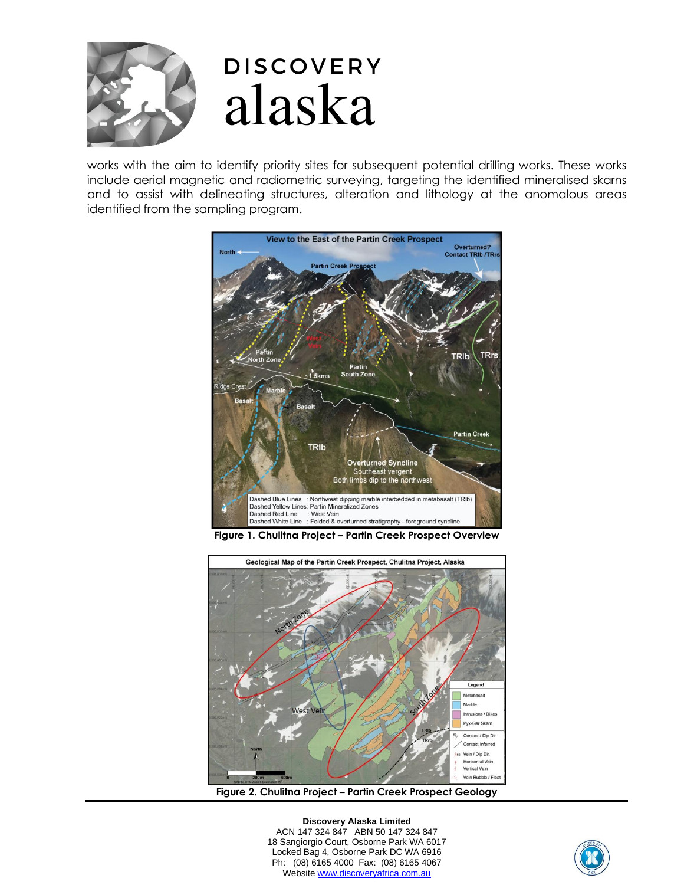works with the aim to identify priority sites for subsequent potential drilling works. These works include aerial magnetic and radiometric surveying, targeting the identified mineralised skarns and to assist with delineating structures, alteration and lithology at the anomalous areas identified from the sampling program.

**Figure 1. Chulitna Project – Partin Creek Prospect Overview**

**Figure 2. Chulitna Project – Partin Creek Prospect Geology**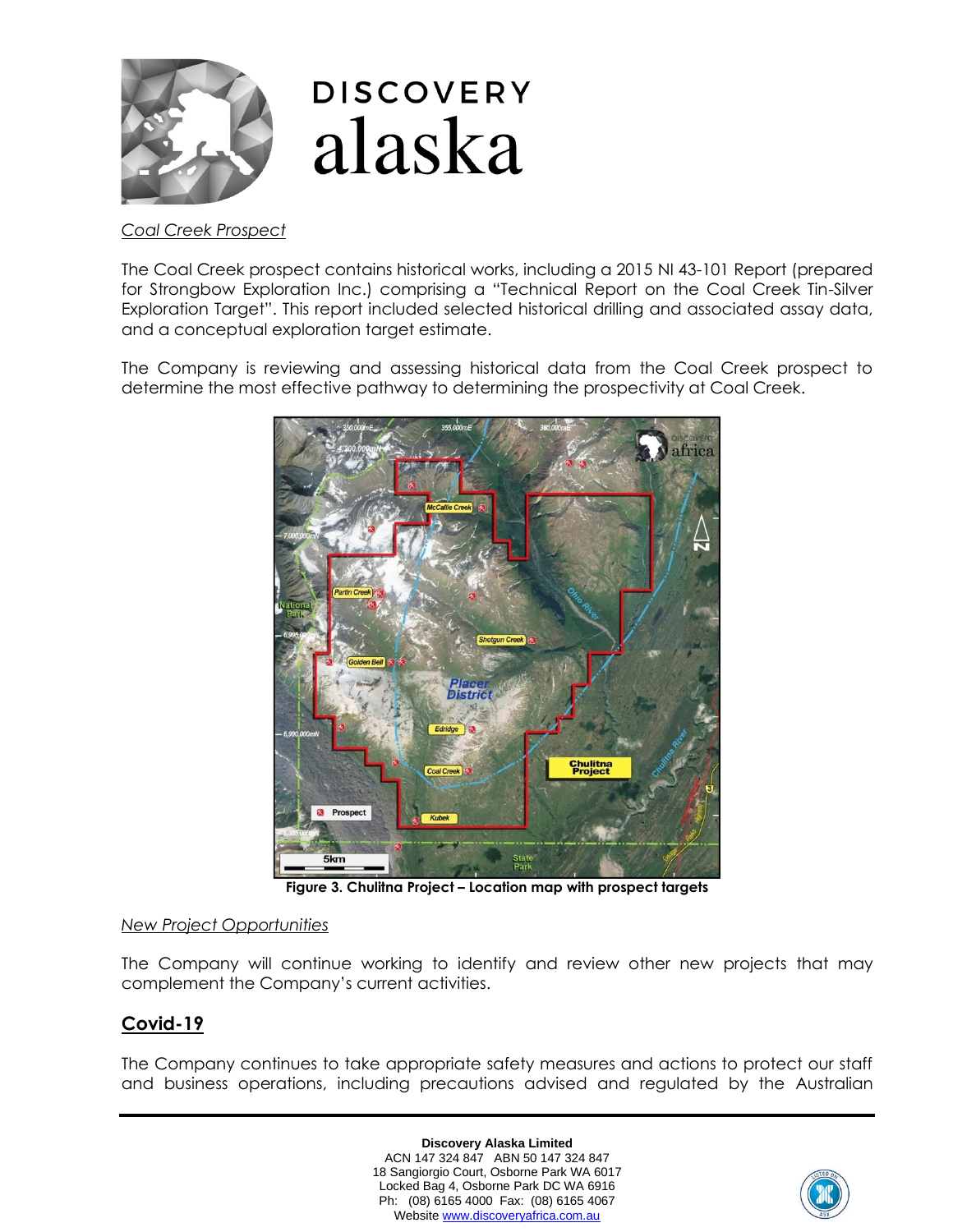*Coal Creek Prospect*

The Coal Creek prospect contains historical works, including a 2015 NI 43-101 Report (prepared for Strongbow Exploration Inc.) comprising a "Technical Report on the Coal Creek Tin-Silver Exploration Target". This report included selected historical drilling and associated assay data, and a conceptual exploration target estimate.

The Company is reviewing and assessing historical data from the Coal Creek prospect to determine the most effective pathway to determining the prospectivity at Coal Creek.

**Figure 3. Chulitna Project – Location map with prospect targets**

*New Project Opportunities*

The Company will continue working to identify and review other new projects that may complement the Company's current activities.

## Covid-19

The Company continues to take appropriate safety measures and actions to protect our staff and business operations, including precautions advised and regulated by the Australian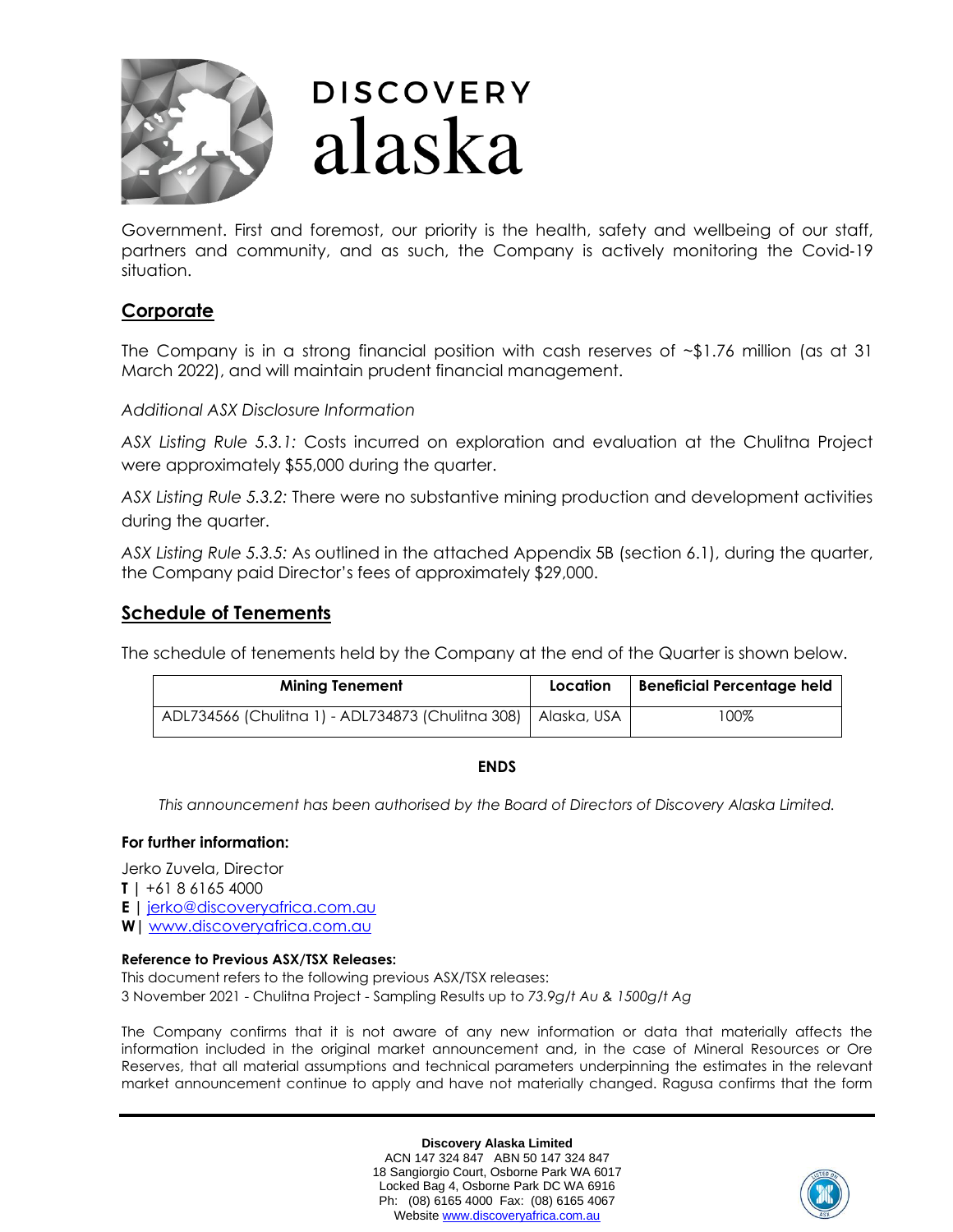Government. First and foremost, our priority is the health, safety and wellbeing of our staff, partners and community, and as such, the Company is actively monitoring the Covid-19 situation.

## Corporate

The Company is in a strong financial position with cash reserves of ~$1.76 million (as at 31 March 2022), and will maintain prudent financial management.

*Additional ASX Disclosure Information*

*ASX Listing Rule 5.3.1:* Costs incurred on exploration and evaluation at the Chulitna Project were approximately $55,000 during the quarter.

*ASX Listing Rule 5.3.2:* There were no substantive mining production and development activities during the quarter.

*ASX Listing Rule 5.3.5:* As outlined in the attached Appendix 5B (section 6.1), during the quarter, the Company paid Director's fees of approximately $29,000.

## Schedule of Tenements

The schedule of tenements held by the Company at the end of the Quarter is shown below.

| Mining Tenement | Location | Beneficial Percentage held |
|---|---|---|
| ADL734566 (Chulitna 1) - ADL734873 (Chulitna 308) | Alaska, USA | 100% |

**ENDS**

*This announcement has been authorised by the Board of Directors of Discovery Alaska Limited.*

**For further information:**

Jerko Zuvela, Director
**T** | +61 8 6165 4000
**E** | jerko@discoveryafrica.com.au
**W**| www.discoveryafrica.com.au

**Reference to Previous ASX/TSX Releases:**
This document refers to the following previous ASX/TSX releases:
3 November 2021 - Chulitna Project - Sampling Results up to *73.9g/t Au & 1500g/t Ag*

The Company confirms that it is not aware of any new information or data that materially affects the information included in the original market announcement and, in the case of Mineral Resources or Ore Reserves, that all material assumptions and technical parameters underpinning the estimates in the relevant market announcement continue to apply and have not materially changed. Ragusa confirms that the form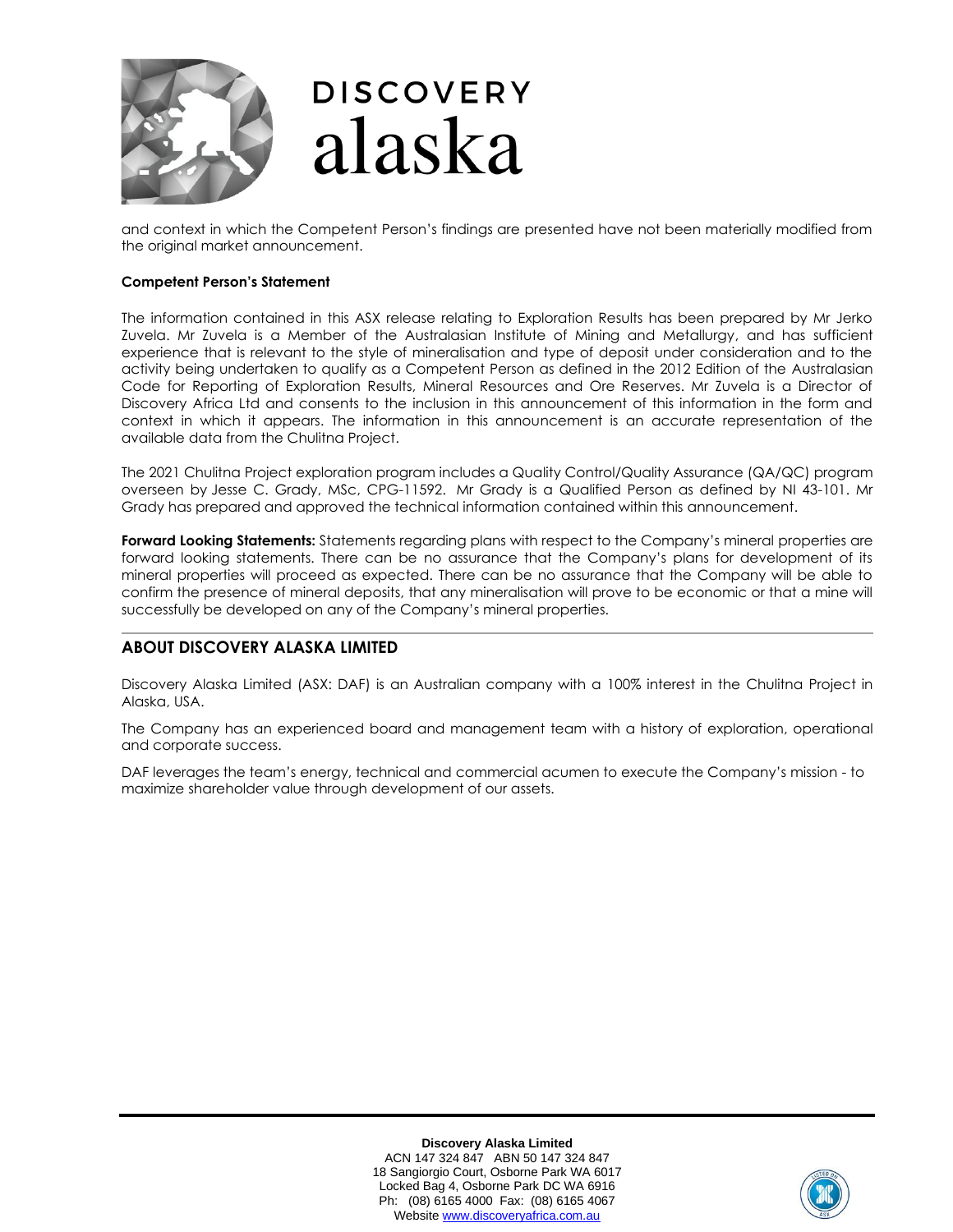and context in which the Competent Person's findings are presented have not been materially modified from the original market announcement.

**Competent Person's Statement**

The information contained in this ASX release relating to Exploration Results has been prepared by Mr Jerko Zuvela. Mr Zuvela is a Member of the Australasian Institute of Mining and Metallurgy, and has sufficient experience that is relevant to the style of mineralisation and type of deposit under consideration and to the activity being undertaken to qualify as a Competent Person as defined in the 2012 Edition of the Australasian Code for Reporting of Exploration Results, Mineral Resources and Ore Reserves. Mr Zuvela is a Director of Discovery Africa Ltd and consents to the inclusion in this announcement of this information in the form and context in which it appears. The information in this announcement is an accurate representation of the available data from the Chulitna Project.

The 2021 Chulitna Project exploration program includes a Quality Control/Quality Assurance (QA/QC) program overseen by Jesse C. Grady, MSc, CPG-11592. Mr Grady is a Qualified Person as defined by NI 43-101. Mr Grady has prepared and approved the technical information contained within this announcement.

**Forward Looking Statements:** Statements regarding plans with respect to the Company's mineral properties are forward looking statements. There can be no assurance that the Company's plans for development of its mineral properties will proceed as expected. There can be no assurance that the Company will be able to confirm the presence of mineral deposits, that any mineralisation will prove to be economic or that a mine will successfully be developed on any of the Company's mineral properties.

## ABOUT DISCOVERY ALASKA LIMITED

Discovery Alaska Limited (ASX: DAF) is an Australian company with a 100% interest in the Chulitna Project in Alaska, USA.

The Company has an experienced board and management team with a history of exploration, operational and corporate success.

DAF leverages the team's energy, technical and commercial acumen to execute the Company's mission - to maximize shareholder value through development of our assets.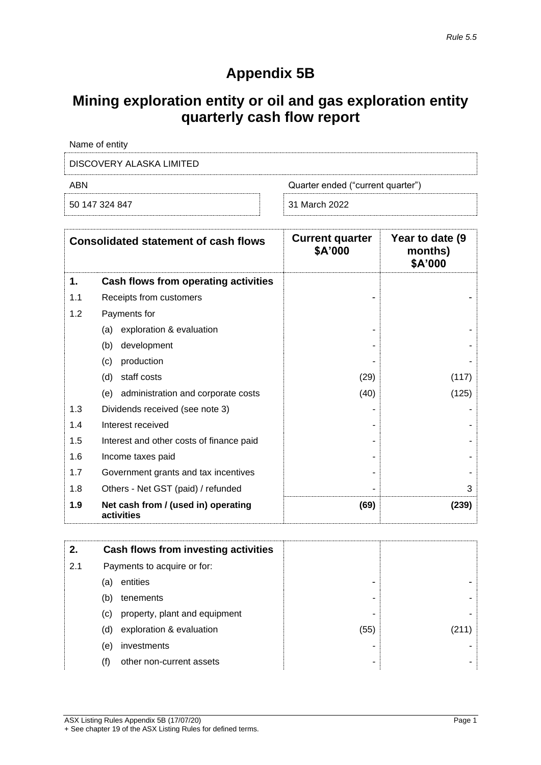*Rule 5.5*

# Appendix 5B

# Mining exploration entity or oil and gas exploration entity quarterly cash flow report

Name of entity

DISCOVERY ALASKA LIMITED

| ABN | Quarter ended ("current quarter") |
|---|---|
| 50 147 324 847 | 31 March 2022 |

| | **Consolidated statement of cash flows** | **Current quarter $A'000** | **Year to date (9 months) $A'000** |
|---|---|---|---|
| **1.** | **Cash flows from operating activities** | | |
| 1.1 | Receipts from customers | - | - |
| 1.2 | Payments for | | |
| | (a) exploration & evaluation | - | - |
| | (b) development | - | - |
| | (c) production | - | - |
| | (d) staff costs | (29) | (117) |
| | (e) administration and corporate costs | (40) | (125) |
| 1.3 | Dividends received (see note 3) | - | - |
| 1.4 | Interest received | - | - |
| 1.5 | Interest and other costs of finance paid | - | - |
| 1.6 | Income taxes paid | - | - |
| 1.7 | Government grants and tax incentives | - | - |
| 1.8 | Others - Net GST (paid) / refunded | - | 3 |
| **1.9** | **Net cash from / (used in) operating activities** | **(69)** | **(239)** |

| | | | |
|---|---|---|---|
| **2.** | **Cash flows from investing activities** | | |
| 2.1 | Payments to acquire or for: | | |
| | (a) entities | - | - |
| | (b) tenements | - | - |
| | (c) property, plant and equipment | - | - |
| | (d) exploration & evaluation | (55) | (211) |
| | (e) investments | - | - |
| | (f) other non-current assets | - | - |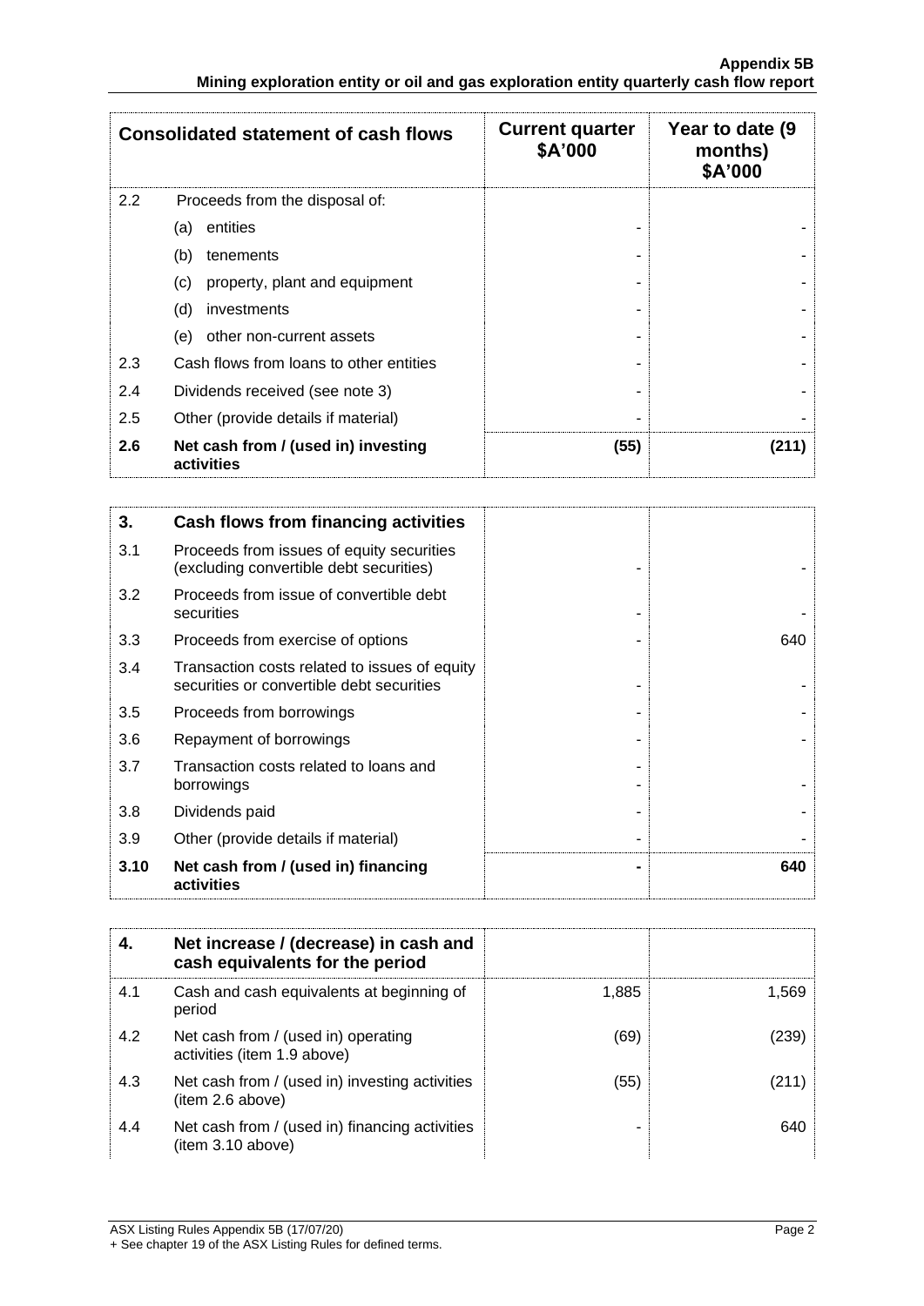| Consolidated statement of cash flows | | Current quarter $A'000 | Year to date (9 months) $A'000 |
|---|---|---|---|
| 2.2 | Proceeds from the disposal of: | | |
| | (a) entities | - | - |
| | (b) tenements | - | - |
| | (c) property, plant and equipment | - | - |
| | (d) investments | - | - |
| | (e) other non-current assets | - | - |
| 2.3 | Cash flows from loans to other entities | - | - |
| 2.4 | Dividends received (see note 3) | - | - |
| 2.5 | Other (provide details if material) | - | - |
| **2.6** | **Net cash from / (used in) investing activities** | **(55)** | **(211)** |

| **3.** | **Cash flows from financing activities** | | |
|---|---|---|---|
| 3.1 | Proceeds from issues of equity securities (excluding convertible debt securities) | - | - |
| 3.2 | Proceeds from issue of convertible debt securities | - | - |
| 3.3 | Proceeds from exercise of options | - | 640 |
| 3.4 | Transaction costs related to issues of equity securities or convertible debt securities | - | - |
| 3.5 | Proceeds from borrowings | - | - |
| 3.6 | Repayment of borrowings | - | - |
| 3.7 | Transaction costs related to loans and borrowings | - | - |
| 3.8 | Dividends paid | - | - |
| 3.9 | Other (provide details if material) | - | - |
| **3.10** | **Net cash from / (used in) financing activities** | **-** | **640** |

| **4.** | **Net increase / (decrease) in cash and cash equivalents for the period** | | |
|---|---|---|---|
| 4.1 | Cash and cash equivalents at beginning of period | 1,885 | 1,569 |
| 4.2 | Net cash from / (used in) operating activities (item 1.9 above) | (69) | (239) |
| 4.3 | Net cash from / (used in) investing activities (item 2.6 above) | (55) | (211) |
| 4.4 | Net cash from / (used in) financing activities (item 3.10 above) | - | 640 |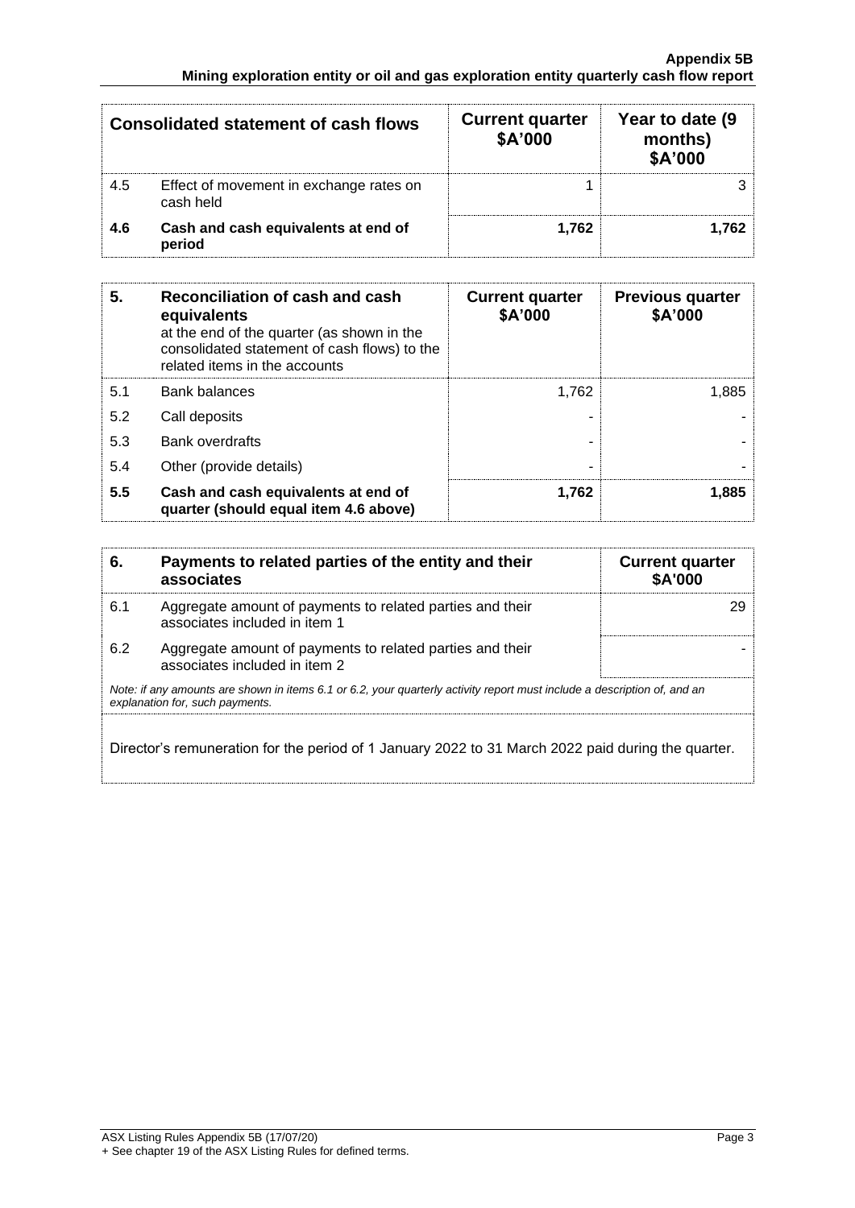| Consolidated statement of cash flows | | Current quarter $A'000 | Year to date (9 months) $A'000 |
|---|---|---|---|
| 4.5 | Effect of movement in exchange rates on cash held | 1 | 3 |
| **4.6** | **Cash and cash equivalents at end of period** | **1,762** | **1,762** |

| **5.** | **Reconciliation of cash and cash equivalents** at the end of the quarter (as shown in the consolidated statement of cash flows) to the related items in the accounts | **Current quarter $A'000** | **Previous quarter $A'000** |
|---|---|---|---|
| 5.1 | Bank balances | 1,762 | 1,885 |
| 5.2 | Call deposits | - | - |
| 5.3 | Bank overdrafts | - | - |
| 5.4 | Other (provide details) | - | - |
| **5.5** | **Cash and cash equivalents at end of quarter (should equal item 4.6 above)** | **1,762** | **1,885** |

| **6.** | **Payments to related parties of the entity and their associates** | **Current quarter $A'000** |
|---|---|---|
| 6.1 | Aggregate amount of payments to related parties and their associates included in item 1 | 29 |
| 6.2 | Aggregate amount of payments to related parties and their associates included in item 2 | - |

*Note: if any amounts are shown in items 6.1 or 6.2, your quarterly activity report must include a description of, and an explanation for, such payments.*

Director's remuneration for the period of 1 January 2022 to 31 March 2022 paid during the quarter.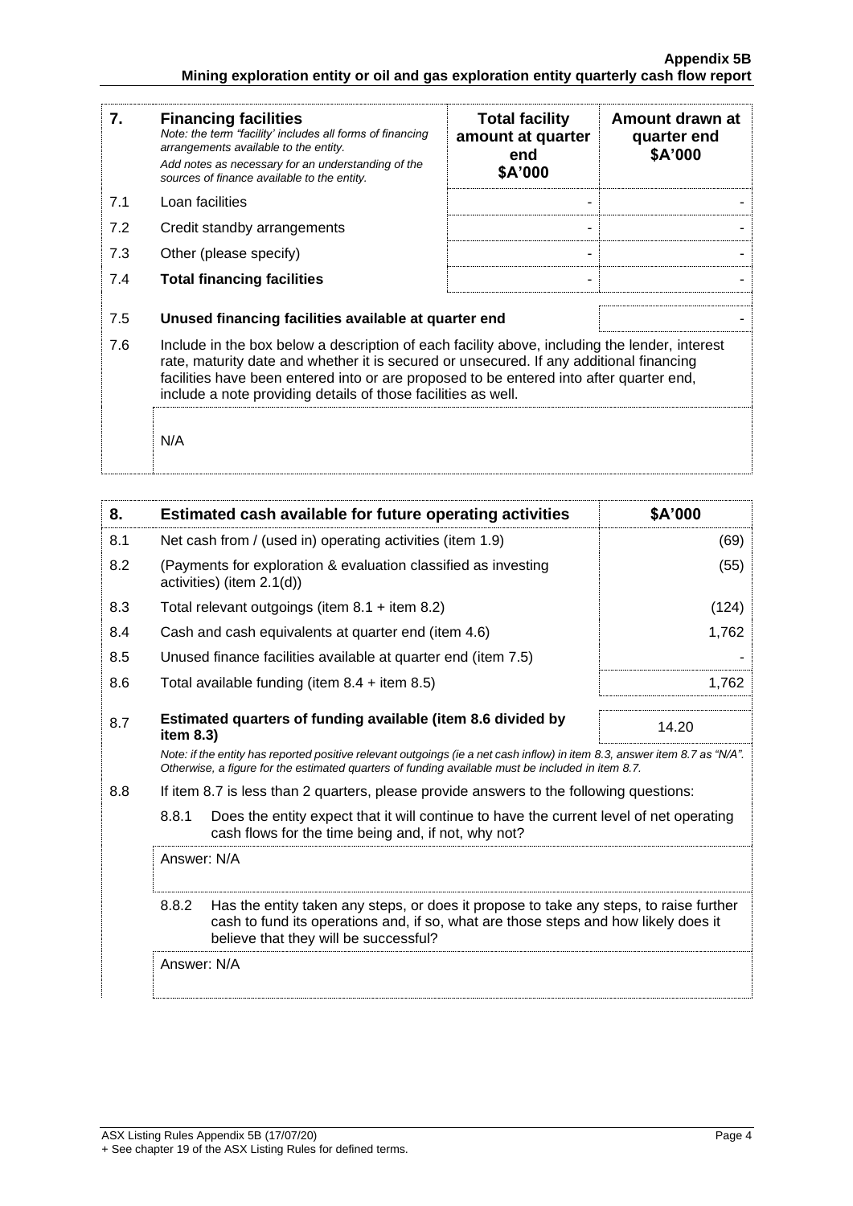| 7. | **Financing facilities**<br>*Note: the term "facility' includes all forms of financing arrangements available to the entity.*<br>*Add notes as necessary for an understanding of the sources of finance available to the entity.* | **Total facility amount at quarter end \$A'000** | **Amount drawn at quarter end \$A'000** |
|---|---|---|---|
| 7.1 | Loan facilities | - | - |
| 7.2 | Credit standby arrangements | - | - |
| 7.3 | Other (please specify) | - | - |
| 7.4 | **Total financing facilities** | - | - |

| | | |
|---|---|---|
| 7.5 | **Unused financing facilities available at quarter end** | - |

7.6 Include in the box below a description of each facility above, including the lender, interest rate, maturity date and whether it is secured or unsecured. If any additional financing facilities have been entered into or are proposed to be entered into after quarter end, include a note providing details of those facilities as well.

N/A

| 8. | **Estimated cash available for future operating activities** | **\$A'000** |
|---|---|---|
| 8.1 | Net cash from / (used in) operating activities (item 1.9) | (69) |
| 8.2 | (Payments for exploration & evaluation classified as investing activities) (item 2.1(d)) | (55) |
| 8.3 | Total relevant outgoings (item 8.1 + item 8.2) | (124) |
| 8.4 | Cash and cash equivalents at quarter end (item 4.6) | 1,762 |
| 8.5 | Unused finance facilities available at quarter end (item 7.5) | - |
| 8.6 | Total available funding (item 8.4 + item 8.5) | 1,762 |
| 8.7 | **Estimated quarters of funding available (item 8.6 divided by item 8.3)** | 14.20 |

*Note: if the entity has reported positive relevant outgoings (ie a net cash inflow) in item 8.3, answer item 8.7 as "N/A". Otherwise, a figure for the estimated quarters of funding available must be included in item 8.7.*

8.8 If item 8.7 is less than 2 quarters, please provide answers to the following questions:

8.8.1 Does the entity expect that it will continue to have the current level of net operating cash flows for the time being and, if not, why not?

Answer: N/A

8.8.2 Has the entity taken any steps, or does it propose to take any steps, to raise further cash to fund its operations and, if so, what are those steps and how likely does it believe that they will be successful?

Answer: N/A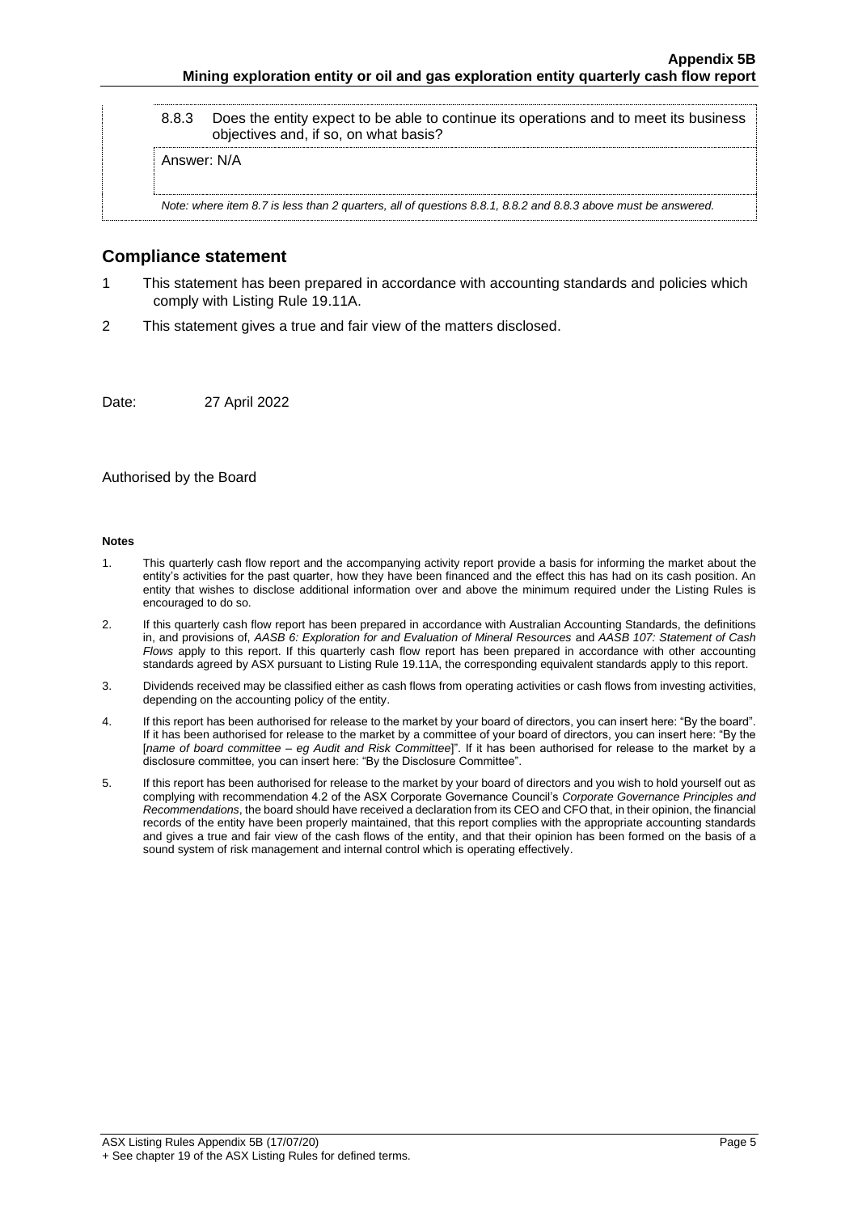| | |
|---|---|
| 8.8.3 | Does the entity expect to be able to continue its operations and to meet its business objectives and, if so, on what basis? |
| Answer: N/A | |

*Note: where item 8.7 is less than 2 quarters, all of questions 8.8.1, 8.8.2 and 8.8.3 above must be answered.*

## Compliance statement

1 This statement has been prepared in accordance with accounting standards and policies which comply with Listing Rule 19.11A.

2 This statement gives a true and fair view of the matters disclosed.

Date: 27 April 2022

Authorised by the Board

**Notes**

1. This quarterly cash flow report and the accompanying activity report provide a basis for informing the market about the entity's activities for the past quarter, how they have been financed and the effect this has had on its cash position. An entity that wishes to disclose additional information over and above the minimum required under the Listing Rules is encouraged to do so.
2. If this quarterly cash flow report has been prepared in accordance with Australian Accounting Standards, the definitions in, and provisions of, *AASB 6: Exploration for and Evaluation of Mineral Resources* and *AASB 107: Statement of Cash Flows* apply to this report. If this quarterly cash flow report has been prepared in accordance with other accounting standards agreed by ASX pursuant to Listing Rule 19.11A, the corresponding equivalent standards apply to this report.
3. Dividends received may be classified either as cash flows from operating activities or cash flows from investing activities, depending on the accounting policy of the entity.
4. If this report has been authorised for release to the market by your board of directors, you can insert here: "By the board". If it has been authorised for release to the market by a committee of your board of directors, you can insert here: "By the [*name of board committee – eg Audit and Risk Committee*]". If it has been authorised for release to the market by a disclosure committee, you can insert here: "By the Disclosure Committee".
5. If this report has been authorised for release to the market by your board of directors and you wish to hold yourself out as complying with recommendation 4.2 of the ASX Corporate Governance Council's *Corporate Governance Principles and Recommendations*, the board should have received a declaration from its CEO and CFO that, in their opinion, the financial records of the entity have been properly maintained, that this report complies with the appropriate accounting standards and gives a true and fair view of the cash flows of the entity, and that their opinion has been formed on the basis of a sound system of risk management and internal control which is operating effectively.